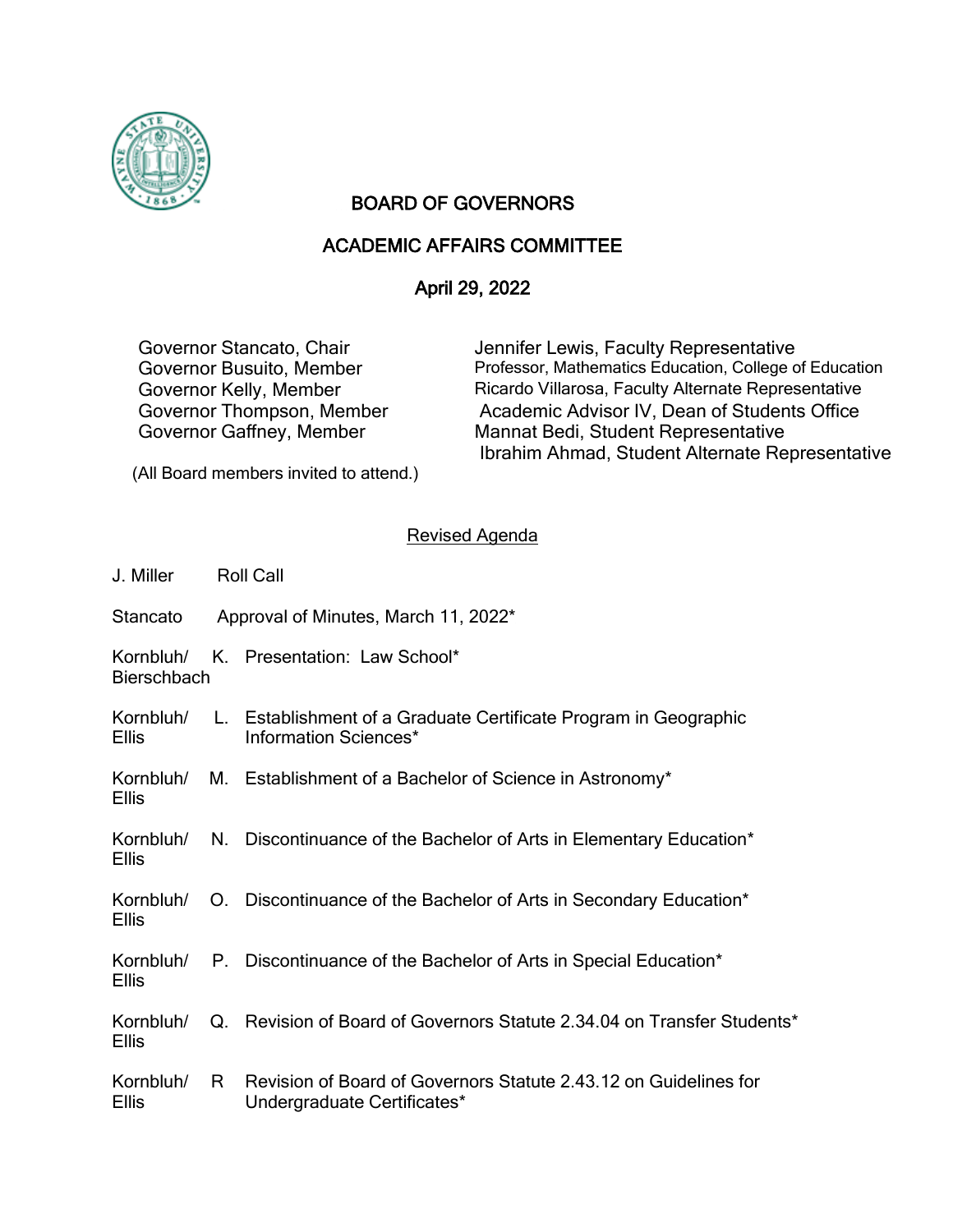# BOARD OF GOVERNORS

## ACADEMIC AFFAIRS COMMITTEE

### April 29, 2022

Governor Stancato, Chair
Governor Busuito, Member
Governor Kelly, Member
Governor Thompson, Member
Governor Gaffney, Member

(All Board members invited to attend.)

Jennifer Lewis, Faculty Representative
Professor, Mathematics Education, College of Education
Ricardo Villarosa, Faculty Alternate Representative
Academic Advisor IV, Dean of Students Office
Mannat Bedi, Student Representative
Ibrahim Ahmad, Student Alternate Representative

<u>Revised Agenda</u>

| | | |
|---|---|---|
| J. Miller | | Roll Call |
| Stancato | | Approval of Minutes, March 11, 2022* |
| Kornbluh/ Bierschbach | K. | Presentation: Law School* |
| Kornbluh/ Ellis | L. | Establishment of a Graduate Certificate Program in Geographic Information Sciences* |
| Kornbluh/ Ellis | M. | Establishment of a Bachelor of Science in Astronomy* |
| Kornbluh/ Ellis | N. | Discontinuance of the Bachelor of Arts in Elementary Education* |
| Kornbluh/ Ellis | O. | Discontinuance of the Bachelor of Arts in Secondary Education* |
| Kornbluh/ Ellis | P. | Discontinuance of the Bachelor of Arts in Special Education* |
| Kornbluh/ Ellis | Q. | Revision of Board of Governors Statute 2.34.04 on Transfer Students* |
| Kornbluh/ Ellis | R | Revision of Board of Governors Statute 2.43.12 on Guidelines for Undergraduate Certificates* |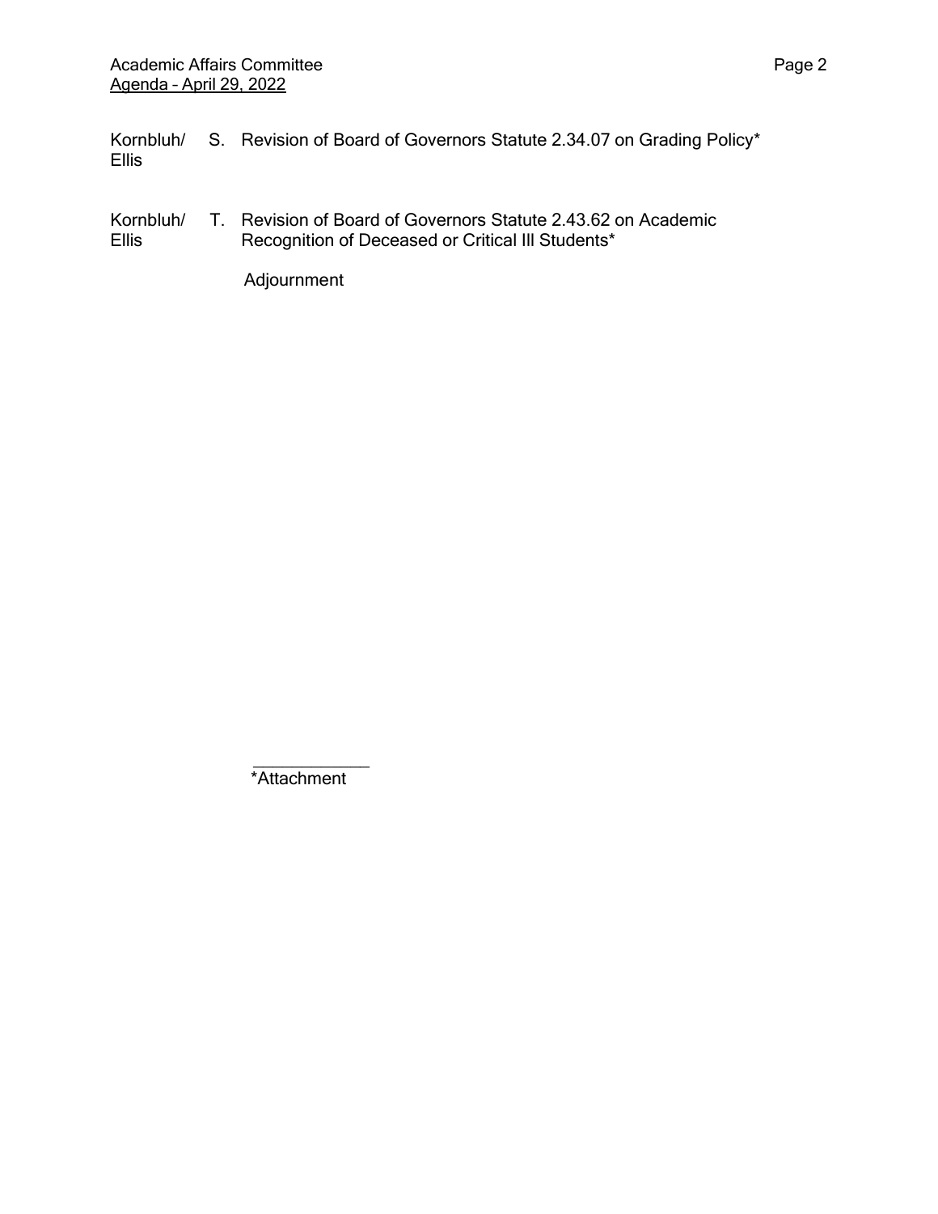Kornbluh/ Ellis — S. Revision of Board of Governors Statute 2.34.07 on Grading Policy*

Kornbluh/ Ellis — T. Revision of Board of Governors Statute 2.43.62 on Academic Recognition of Deceased or Critical Ill Students*

Adjournment

---

*Attachment